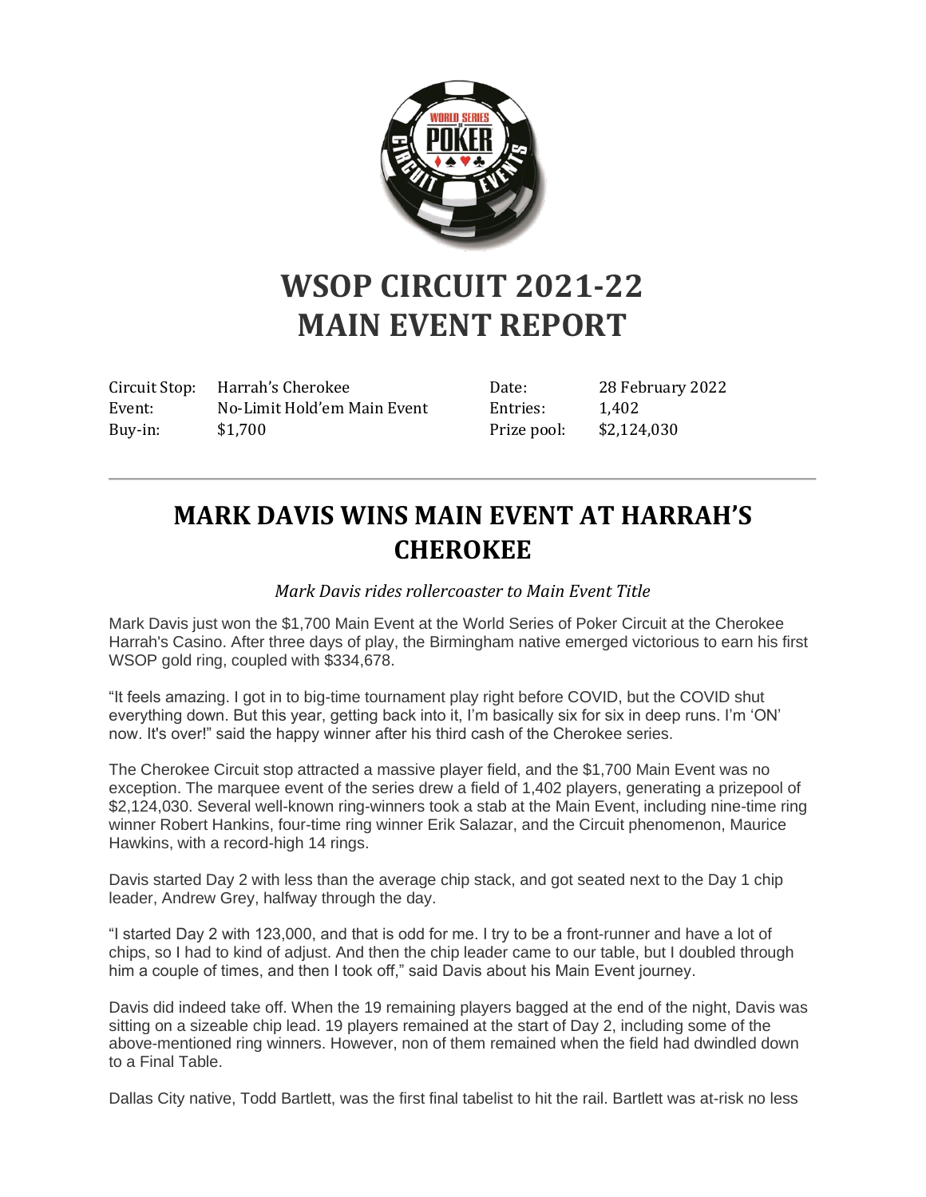# WSOP CIRCUIT 2021-22
# MAIN EVENT REPORT

| | | | |
|---|---|---|---|
| Circuit Stop: | Harrah's Cherokee | Date: | 28 February 2022 |
| Event: | No-Limit Hold'em Main Event | Entries: | 1,402 |
| Buy-in: | $1,700 | Prize pool: | $2,124,030 |

---

## MARK DAVIS WINS MAIN EVENT AT HARRAH'S CHEROKEE

*Mark Davis rides rollercoaster to Main Event Title*

Mark Davis just won the $1,700 Main Event at the World Series of Poker Circuit at the Cherokee Harrah's Casino. After three days of play, the Birmingham native emerged victorious to earn his first WSOP gold ring, coupled with $334,678.

"It feels amazing. I got in to big-time tournament play right before COVID, but the COVID shut everything down. But this year, getting back into it, I'm basically six for six in deep runs. I'm 'ON' now. It's over!" said the happy winner after his third cash of the Cherokee series.

The Cherokee Circuit stop attracted a massive player field, and the $1,700 Main Event was no exception. The marquee event of the series drew a field of 1,402 players, generating a prizepool of $2,124,030. Several well-known ring-winners took a stab at the Main Event, including nine-time ring winner Robert Hankins, four-time ring winner Erik Salazar, and the Circuit phenomenon, Maurice Hawkins, with a record-high 14 rings.

Davis started Day 2 with less than the average chip stack, and got seated next to the Day 1 chip leader, Andrew Grey, halfway through the day.

"I started Day 2 with 123,000, and that is odd for me. I try to be a front-runner and have a lot of chips, so I had to kind of adjust. And then the chip leader came to our table, but I doubled through him a couple of times, and then I took off," said Davis about his Main Event journey.

Davis did indeed take off. When the 19 remaining players bagged at the end of the night, Davis was sitting on a sizeable chip lead. 19 players remained at the start of Day 2, including some of the above-mentioned ring winners. However, non of them remained when the field had dwindled down to a Final Table.

Dallas City native, Todd Bartlett, was the first final tabelist to hit the rail. Bartlett was at-risk no less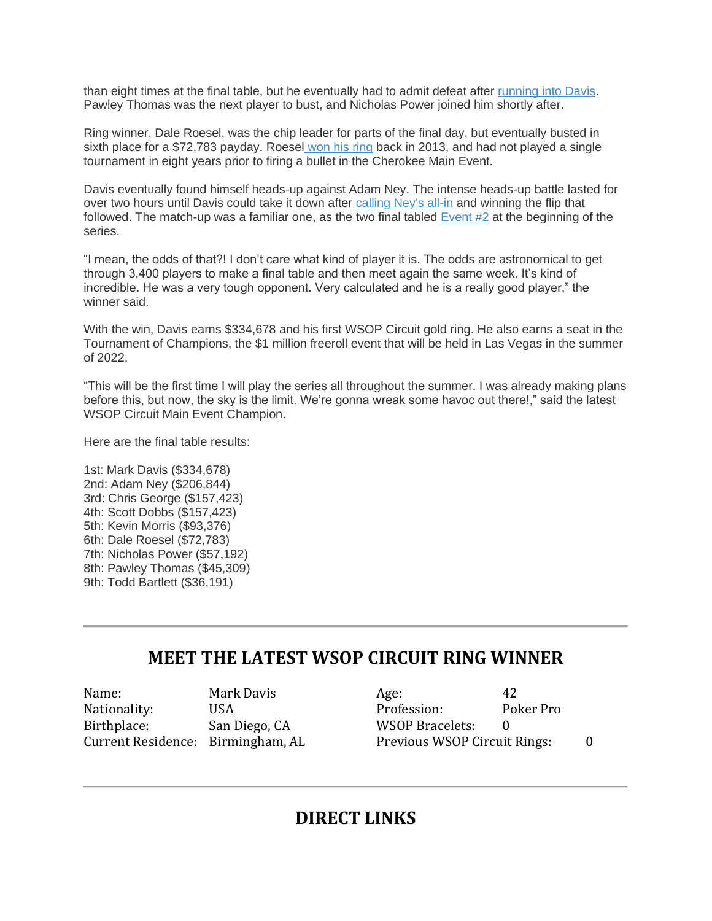than eight times at the final table, but he eventually had to admit defeat after running into Davis. Pawley Thomas was the next player to bust, and Nicholas Power joined him shortly after.

Ring winner, Dale Roesel, was the chip leader for parts of the final day, but eventually busted in sixth place for a $72,783 payday. Roesel won his ring back in 2013, and had not played a single tournament in eight years prior to firing a bullet in the Cherokee Main Event.

Davis eventually found himself heads-up against Adam Ney. The intense heads-up battle lasted for over two hours until Davis could take it down after calling Ney's all-in and winning the flip that followed. The match-up was a familiar one, as the two final tabled Event #2 at the beginning of the series.

"I mean, the odds of that?! I don't care what kind of player it is. The odds are astronomical to get through 3,400 players to make a final table and then meet again the same week. It's kind of incredible. He was a very tough opponent. Very calculated and he is a really good player," the winner said.

With the win, Davis earns $334,678 and his first WSOP Circuit gold ring. He also earns a seat in the Tournament of Champions, the $1 million freeroll event that will be held in Las Vegas in the summer of 2022.

"This will be the first time I will play the series all throughout the summer. I was already making plans before this, but now, the sky is the limit. We're gonna wreak some havoc out there!," said the latest WSOP Circuit Main Event Champion.

Here are the final table results:

1st: Mark Davis ($334,678)
2nd: Adam Ney ($206,844)
3rd: Chris George ($157,423)
4th: Scott Dobbs ($157,423)
5th: Kevin Morris ($93,376)
6th: Dale Roesel ($72,783)
7th: Nicholas Power ($57,192)
8th: Pawley Thomas ($45,309)
9th: Todd Bartlett ($36,191)

---

## MEET THE LATEST WSOP CIRCUIT RING WINNER

| | | | |
|---|---|---|---|
| Name: | Mark Davis | Age: | 42 |
| Nationality: | USA | Profession: | Poker Pro |
| Birthplace: | San Diego, CA | WSOP Bracelets: | 0 |
| Current Residence: | Birmingham, AL | Previous WSOP Circuit Rings: | 0 |

---

## DIRECT LINKS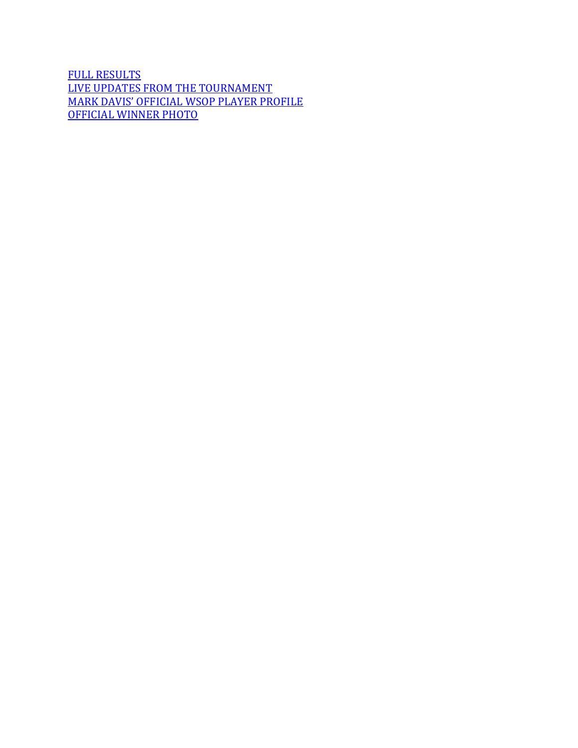FULL RESULTS
LIVE UPDATES FROM THE TOURNAMENT
MARK DAVIS' OFFICIAL WSOP PLAYER PROFILE
OFFICIAL WINNER PHOTO